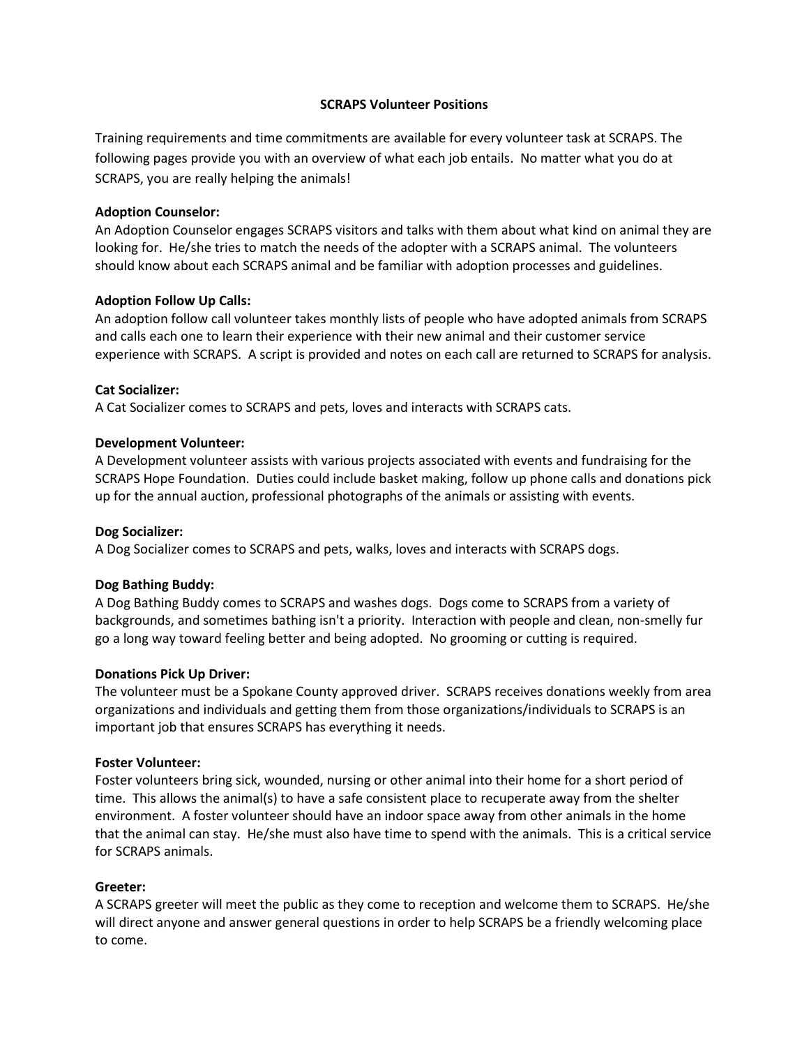# SCRAPS Volunteer Positions

Training requirements and time commitments are available for every volunteer task at SCRAPS. The following pages provide you with an overview of what each job entails. No matter what you do at SCRAPS, you are really helping the animals!

**Adoption Counselor:**
An Adoption Counselor engages SCRAPS visitors and talks with them about what kind on animal they are looking for. He/she tries to match the needs of the adopter with a SCRAPS animal. The volunteers should know about each SCRAPS animal and be familiar with adoption processes and guidelines.

**Adoption Follow Up Calls:**
An adoption follow call volunteer takes monthly lists of people who have adopted animals from SCRAPS and calls each one to learn their experience with their new animal and their customer service experience with SCRAPS. A script is provided and notes on each call are returned to SCRAPS for analysis.

**Cat Socializer:**
A Cat Socializer comes to SCRAPS and pets, loves and interacts with SCRAPS cats.

**Development Volunteer:**
A Development volunteer assists with various projects associated with events and fundraising for the SCRAPS Hope Foundation. Duties could include basket making, follow up phone calls and donations pick up for the annual auction, professional photographs of the animals or assisting with events.

**Dog Socializer:**
A Dog Socializer comes to SCRAPS and pets, walks, loves and interacts with SCRAPS dogs.

**Dog Bathing Buddy:**
A Dog Bathing Buddy comes to SCRAPS and washes dogs. Dogs come to SCRAPS from a variety of backgrounds, and sometimes bathing isn't a priority. Interaction with people and clean, non-smelly fur go a long way toward feeling better and being adopted. No grooming or cutting is required.

**Donations Pick Up Driver:**
The volunteer must be a Spokane County approved driver. SCRAPS receives donations weekly from area organizations and individuals and getting them from those organizations/individuals to SCRAPS is an important job that ensures SCRAPS has everything it needs.

**Foster Volunteer:**
Foster volunteers bring sick, wounded, nursing or other animal into their home for a short period of time. This allows the animal(s) to have a safe consistent place to recuperate away from the shelter environment. A foster volunteer should have an indoor space away from other animals in the home that the animal can stay. He/she must also have time to spend with the animals. This is a critical service for SCRAPS animals.

**Greeter:**
A SCRAPS greeter will meet the public as they come to reception and welcome them to SCRAPS. He/she will direct anyone and answer general questions in order to help SCRAPS be a friendly welcoming place to come.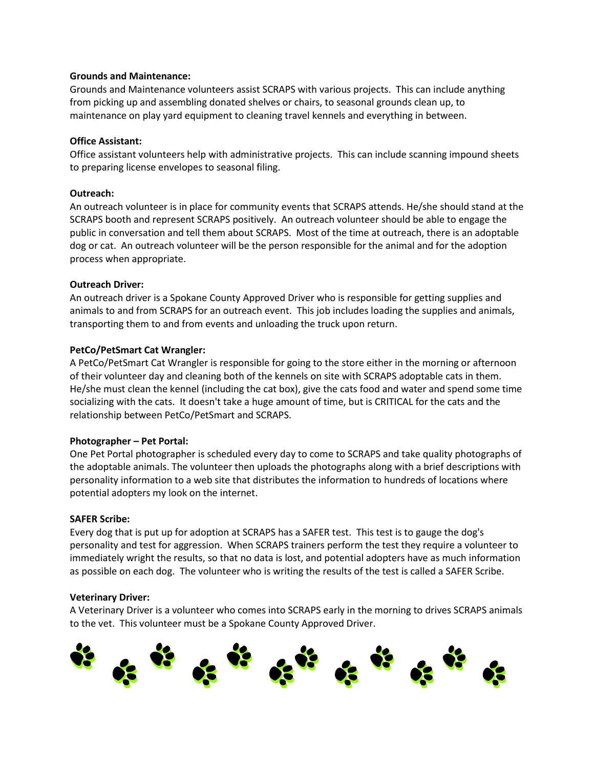**Grounds and Maintenance:**
Grounds and Maintenance volunteers assist SCRAPS with various projects. This can include anything from picking up and assembling donated shelves or chairs, to seasonal grounds clean up, to maintenance on play yard equipment to cleaning travel kennels and everything in between.

**Office Assistant:**
Office assistant volunteers help with administrative projects. This can include scanning impound sheets to preparing license envelopes to seasonal filing.

**Outreach:**
An outreach volunteer is in place for community events that SCRAPS attends. He/she should stand at the SCRAPS booth and represent SCRAPS positively. An outreach volunteer should be able to engage the public in conversation and tell them about SCRAPS. Most of the time at outreach, there is an adoptable dog or cat. An outreach volunteer will be the person responsible for the animal and for the adoption process when appropriate.

**Outreach Driver:**
An outreach driver is a Spokane County Approved Driver who is responsible for getting supplies and animals to and from SCRAPS for an outreach event. This job includes loading the supplies and animals, transporting them to and from events and unloading the truck upon return.

**PetCo/PetSmart Cat Wrangler:**
A PetCo/PetSmart Cat Wrangler is responsible for going to the store either in the morning or afternoon of their volunteer day and cleaning both of the kennels on site with SCRAPS adoptable cats in them. He/she must clean the kennel (including the cat box), give the cats food and water and spend some time socializing with the cats. It doesn't take a huge amount of time, but is CRITICAL for the cats and the relationship between PetCo/PetSmart and SCRAPS.

**Photographer – Pet Portal:**
One Pet Portal photographer is scheduled every day to come to SCRAPS and take quality photographs of the adoptable animals. The volunteer then uploads the photographs along with a brief descriptions with personality information to a web site that distributes the information to hundreds of locations where potential adopters my look on the internet.

**SAFER Scribe:**
Every dog that is put up for adoption at SCRAPS has a SAFER test. This test is to gauge the dog's personality and test for aggression. When SCRAPS trainers perform the test they require a volunteer to immediately wright the results, so that no data is lost, and potential adopters have as much information as possible on each dog. The volunteer who is writing the results of the test is called a SAFER Scribe.

**Veterinary Driver:**
A Veterinary Driver is a volunteer who comes into SCRAPS early in the morning to drives SCRAPS animals to the vet. This volunteer must be a Spokane County Approved Driver.